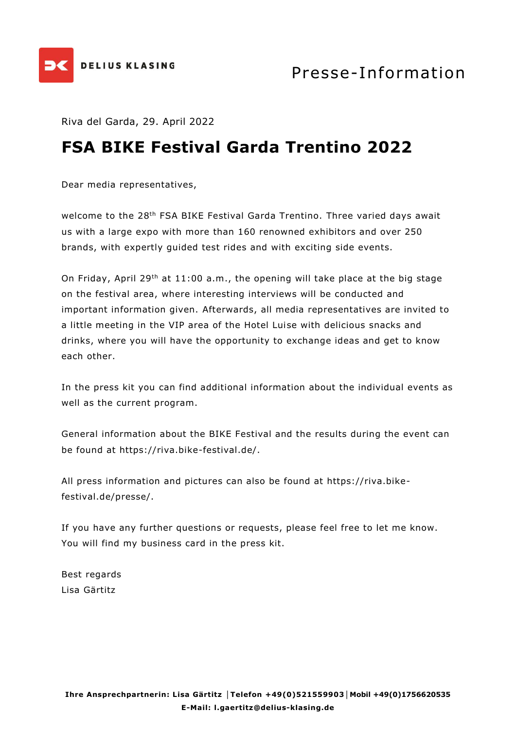DELIUS KLASING

Presse-Information

Riva del Garda, 29. April 2022

# FSA BIKE Festival Garda Trentino 2022

Dear media representatives,

welcome to the 28th FSA BIKE Festival Garda Trentino. Three varied days await us with a large expo with more than 160 renowned exhibitors and over 250 brands, with expertly guided test rides and with exciting side events.

On Friday, April 29th at 11:00 a.m., the opening will take place at the big stage on the festival area, where interesting interviews will be conducted and important information given. Afterwards, all media representatives are invited to a little meeting in the VIP area of the Hotel Luise with delicious snacks and drinks, where you will have the opportunity to exchange ideas and get to know each other.

In the press kit you can find additional information about the individual events as well as the current program.

General information about the BIKE Festival and the results during the event can be found at https://riva.bike-festival.de/.

All press information and pictures can also be found at https://riva.bike-festival.de/presse/.

If you have any further questions or requests, please feel free to let me know. You will find my business card in the press kit.

Best regards
Lisa Gärtitz

**Ihre Ansprechpartnerin: Lisa Gärtitz | Telefon +49(0)521559903 | Mobil +49(0)1756620535**
**E-Mail: l.gaertitz@delius-klasing.de**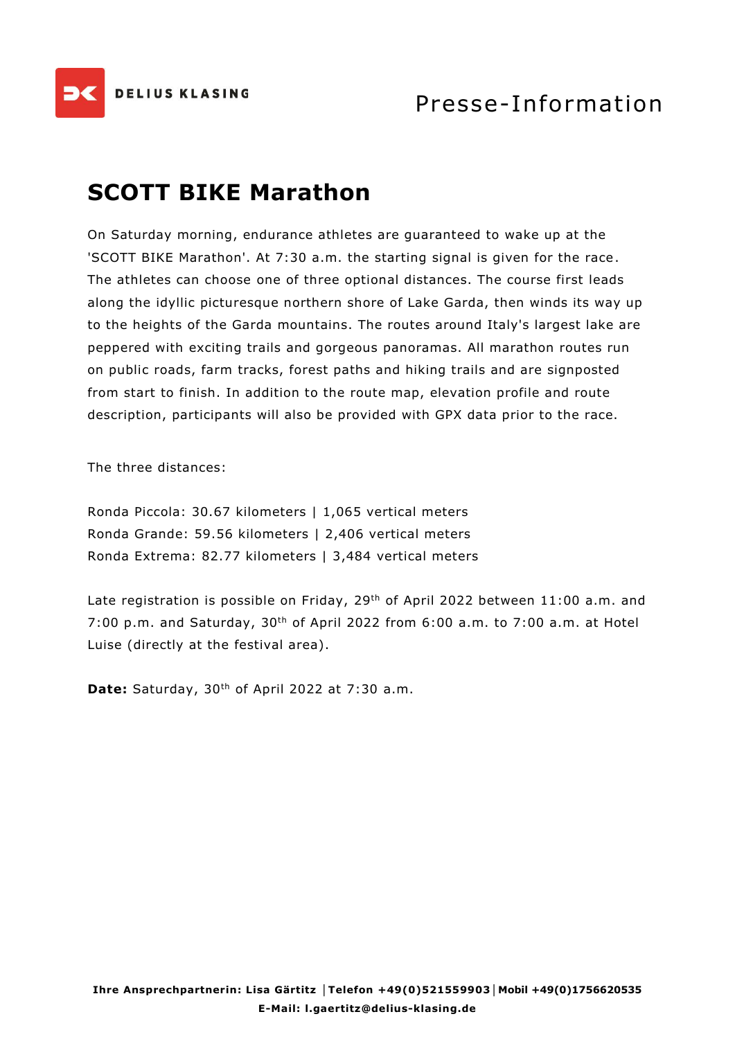# SCOTT BIKE Marathon

On Saturday morning, endurance athletes are guaranteed to wake up at the 'SCOTT BIKE Marathon'. At 7:30 a.m. the starting signal is given for the race. The athletes can choose one of three optional distances. The course first leads along the idyllic picturesque northern shore of Lake Garda, then winds its way up to the heights of the Garda mountains. The routes around Italy's largest lake are peppered with exciting trails and gorgeous panoramas. All marathon routes run on public roads, farm tracks, forest paths and hiking trails and are signposted from start to finish. In addition to the route map, elevation profile and route description, participants will also be provided with GPX data prior to the race.

The three distances:

Ronda Piccola: 30.67 kilometers | 1,065 vertical meters
Ronda Grande: 59.56 kilometers | 2,406 vertical meters
Ronda Extrema: 82.77 kilometers | 3,484 vertical meters

Late registration is possible on Friday, 29th of April 2022 between 11:00 a.m. and 7:00 p.m. and Saturday, 30th of April 2022 from 6:00 a.m. to 7:00 a.m. at Hotel Luise (directly at the festival area).

**Date:** Saturday, 30th of April 2022 at 7:30 a.m.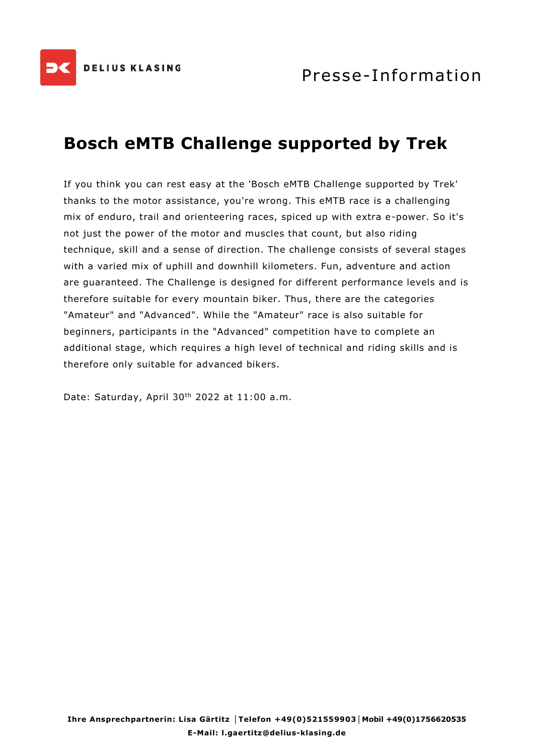# Bosch eMTB Challenge supported by Trek

If you think you can rest easy at the 'Bosch eMTB Challenge supported by Trek' thanks to the motor assistance, you're wrong. This eMTB race is a challenging mix of enduro, trail and orienteering races, spiced up with extra e-power. So it's not just the power of the motor and muscles that count, but also riding technique, skill and a sense of direction. The challenge consists of several stages with a varied mix of uphill and downhill kilometers. Fun, adventure and action are guaranteed. The Challenge is designed for different performance levels and is therefore suitable for every mountain biker. Thus, there are the categories "Amateur" and "Advanced". While the "Amateur" race is also suitable for beginners, participants in the "Advanced" competition have to complete an additional stage, which requires a high level of technical and riding skills and is therefore only suitable for advanced bikers.

Date: Saturday, April 30th 2022 at 11:00 a.m.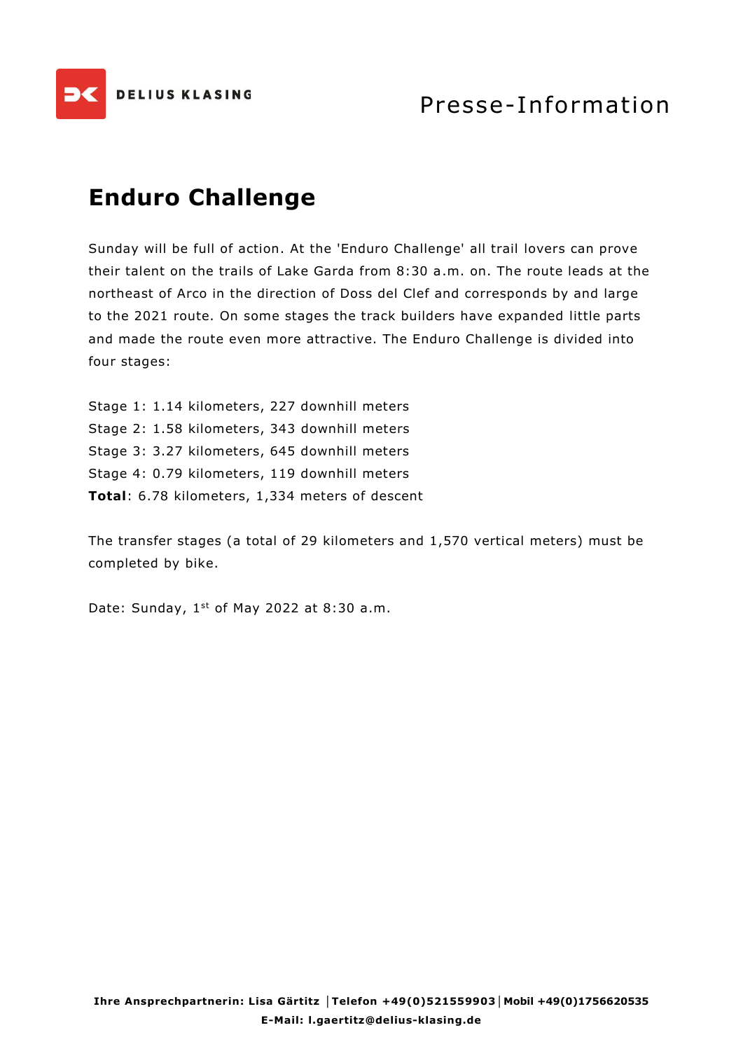# Enduro Challenge

Sunday will be full of action. At the 'Enduro Challenge' all trail lovers can prove their talent on the trails of Lake Garda from 8:30 a.m. on. The route leads at the northeast of Arco in the direction of Doss del Clef and corresponds by and large to the 2021 route. On some stages the track builders have expanded little parts and made the route even more attractive. The Enduro Challenge is divided into four stages:

Stage 1: 1.14 kilometers, 227 downhill meters
Stage 2: 1.58 kilometers, 343 downhill meters
Stage 3: 3.27 kilometers, 645 downhill meters
Stage 4: 0.79 kilometers, 119 downhill meters
**Total**: 6.78 kilometers, 1,334 meters of descent

The transfer stages (a total of 29 kilometers and 1,570 vertical meters) must be completed by bike.

Date: Sunday, 1st of May 2022 at 8:30 a.m.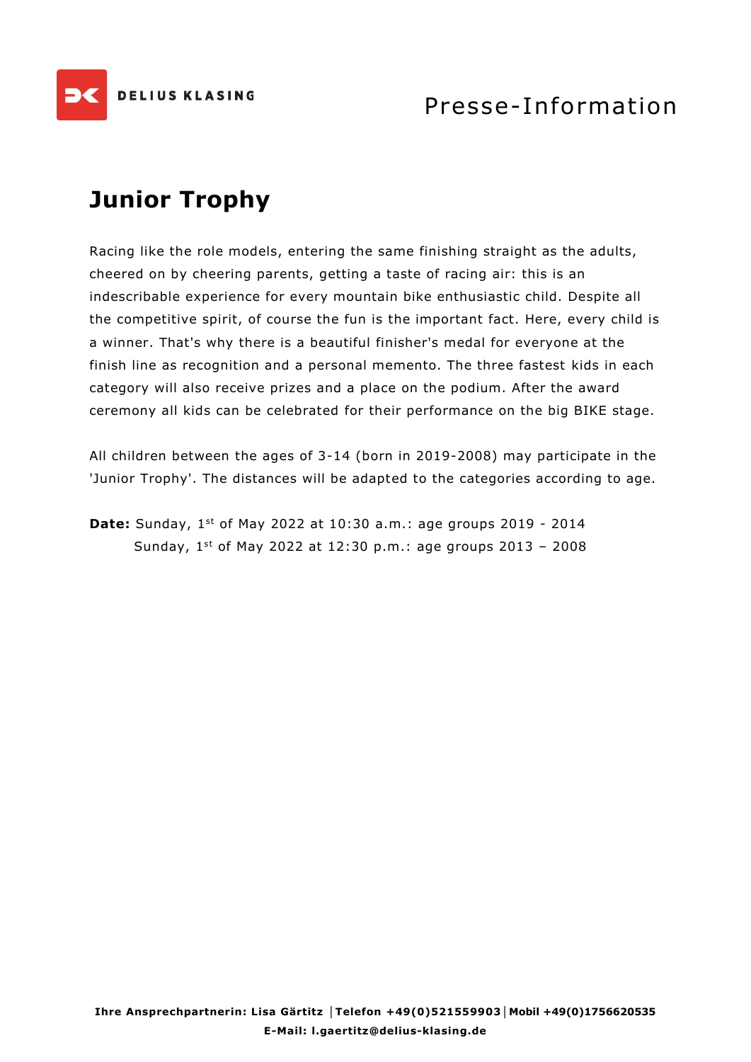# Junior Trophy

Racing like the role models, entering the same finishing straight as the adults, cheered on by cheering parents, getting a taste of racing air: this is an indescribable experience for every mountain bike enthusiastic child. Despite all the competitive spirit, of course the fun is the important fact. Here, every child is a winner. That's why there is a beautiful finisher's medal for everyone at the finish line as recognition and a personal memento. The three fastest kids in each category will also receive prizes and a place on the podium. After the award ceremony all kids can be celebrated for their performance on the big BIKE stage.

All children between the ages of 3-14 (born in 2019-2008) may participate in the 'Junior Trophy'. The distances will be adapted to the categories according to age.

**Date:** Sunday, 1st of May 2022 at 10:30 a.m.: age groups 2019 - 2014
Sunday, 1st of May 2022 at 12:30 p.m.: age groups 2013 – 2008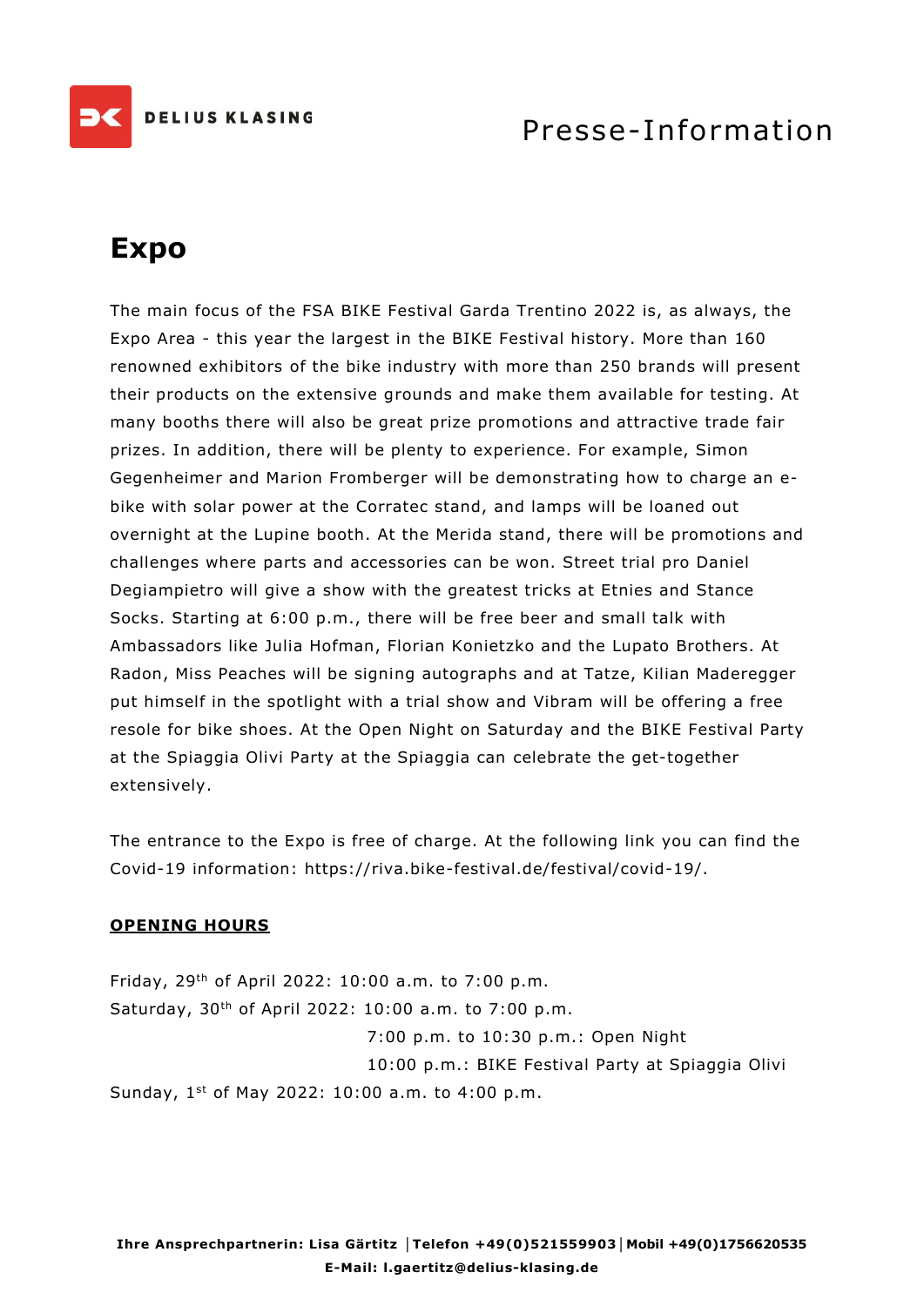# Expo

The main focus of the FSA BIKE Festival Garda Trentino 2022 is, as always, the Expo Area - this year the largest in the BIKE Festival history. More than 160 renowned exhibitors of the bike industry with more than 250 brands will present their products on the extensive grounds and make them available for testing. At many booths there will also be great prize promotions and attractive trade fair prizes. In addition, there will be plenty to experience. For example, Simon Gegenheimer and Marion Fromberger will be demonstrating how to charge an e-bike with solar power at the Corratec stand, and lamps will be loaned out overnight at the Lupine booth. At the Merida stand, there will be promotions and challenges where parts and accessories can be won. Street trial pro Daniel Degiampietro will give a show with the greatest tricks at Etnies and Stance Socks. Starting at 6:00 p.m., there will be free beer and small talk with Ambassadors like Julia Hofman, Florian Konietzko and the Lupato Brothers. At Radon, Miss Peaches will be signing autographs and at Tatze, Kilian Maderegger put himself in the spotlight with a trial show and Vibram will be offering a free resole for bike shoes. At the Open Night on Saturday and the BIKE Festival Party at the Spiaggia Olivi Party at the Spiaggia can celebrate the get-together extensively.

The entrance to the Expo is free of charge. At the following link you can find the Covid-19 information: https://riva.bike-festival.de/festival/covid-19/.

**OPENING HOURS**

Friday, 29th of April 2022: 10:00 a.m. to 7:00 p.m.
Saturday, 30th of April 2022: 10:00 a.m. to 7:00 p.m.
7:00 p.m. to 10:30 p.m.: Open Night
10:00 p.m.: BIKE Festival Party at Spiaggia Olivi
Sunday, 1st of May 2022: 10:00 a.m. to 4:00 p.m.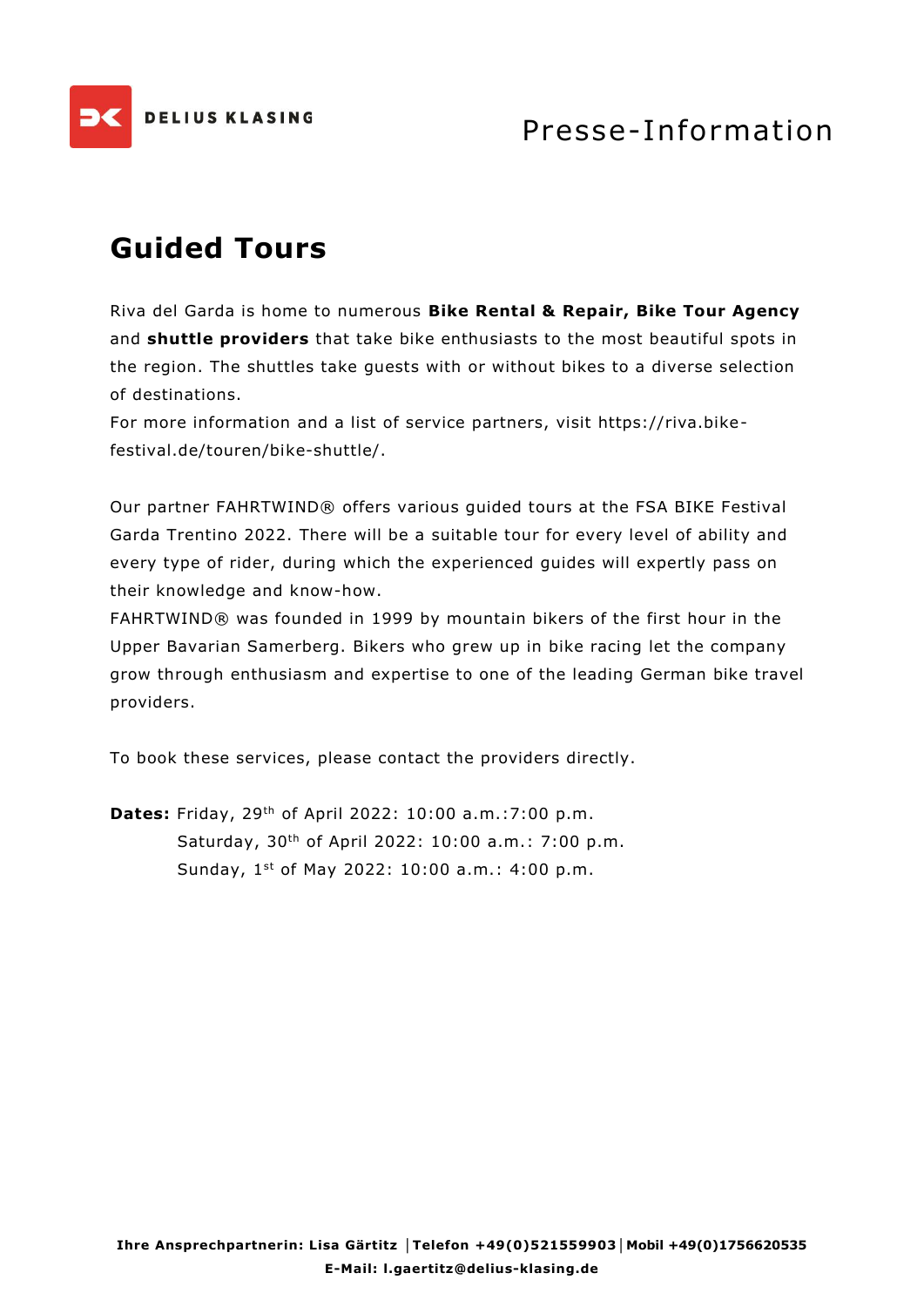# Guided Tours

Riva del Garda is home to numerous **Bike Rental & Repair, Bike Tour Agency** and **shuttle providers** that take bike enthusiasts to the most beautiful spots in the region. The shuttles take guests with or without bikes to a diverse selection of destinations.
For more information and a list of service partners, visit https://riva.bike-festival.de/touren/bike-shuttle/.

Our partner FAHRTWIND® offers various guided tours at the FSA BIKE Festival Garda Trentino 2022. There will be a suitable tour for every level of ability and every type of rider, during which the experienced guides will expertly pass on their knowledge and know-how.
FAHRTWIND® was founded in 1999 by mountain bikers of the first hour in the Upper Bavarian Samerberg. Bikers who grew up in bike racing let the company grow through enthusiasm and expertise to one of the leading German bike travel providers.

To book these services, please contact the providers directly.

**Dates:** Friday, 29th of April 2022: 10:00 a.m.:7:00 p.m.
Saturday, 30th of April 2022: 10:00 a.m.: 7:00 p.m.
Sunday, 1st of May 2022: 10:00 a.m.: 4:00 p.m.

**Ihre Ansprechpartnerin: Lisa Gärtitz | Telefon +49(0)521559903 | Mobil +49(0)1756620535**
**E-Mail: l.gaertitz@delius-klasing.de**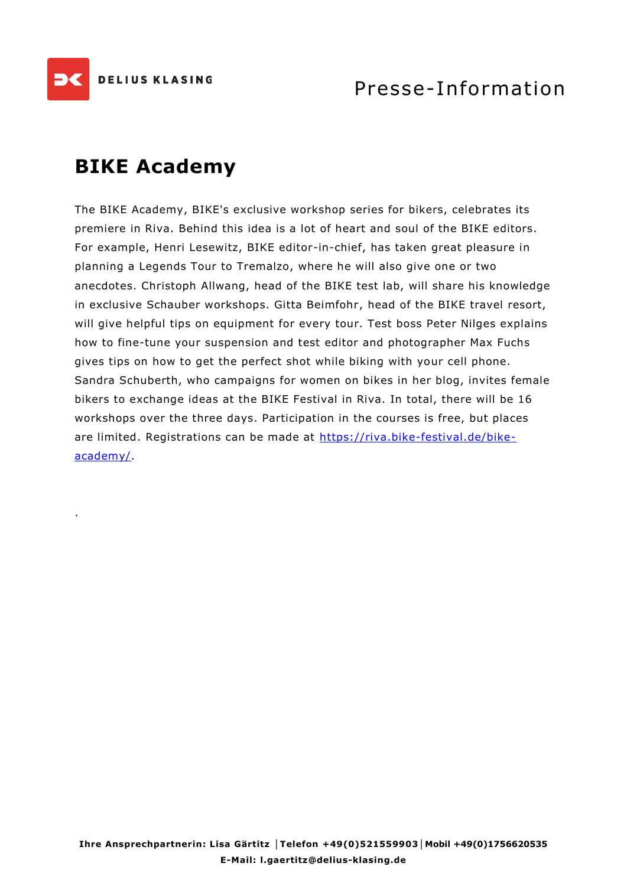# BIKE Academy

The BIKE Academy, BIKE's exclusive workshop series for bikers, celebrates its premiere in Riva. Behind this idea is a lot of heart and soul of the BIKE editors. For example, Henri Lesewitz, BIKE editor-in-chief, has taken great pleasure in planning a Legends Tour to Tremalzo, where he will also give one or two anecdotes. Christoph Allwang, head of the BIKE test lab, will share his knowledge in exclusive Schauber workshops. Gitta Beimfohr, head of the BIKE travel resort, will give helpful tips on equipment for every tour. Test boss Peter Nilges explains how to fine-tune your suspension and test editor and photographer Max Fuchs gives tips on how to get the perfect shot while biking with your cell phone. Sandra Schuberth, who campaigns for women on bikes in her blog, invites female bikers to exchange ideas at the BIKE Festival in Riva. In total, there will be 16 workshops over the three days. Participation in the courses is free, but places are limited. Registrations can be made at [https://riva.bike-festival.de/bike-academy/](https://riva.bike-festival.de/bike-academy/).

.